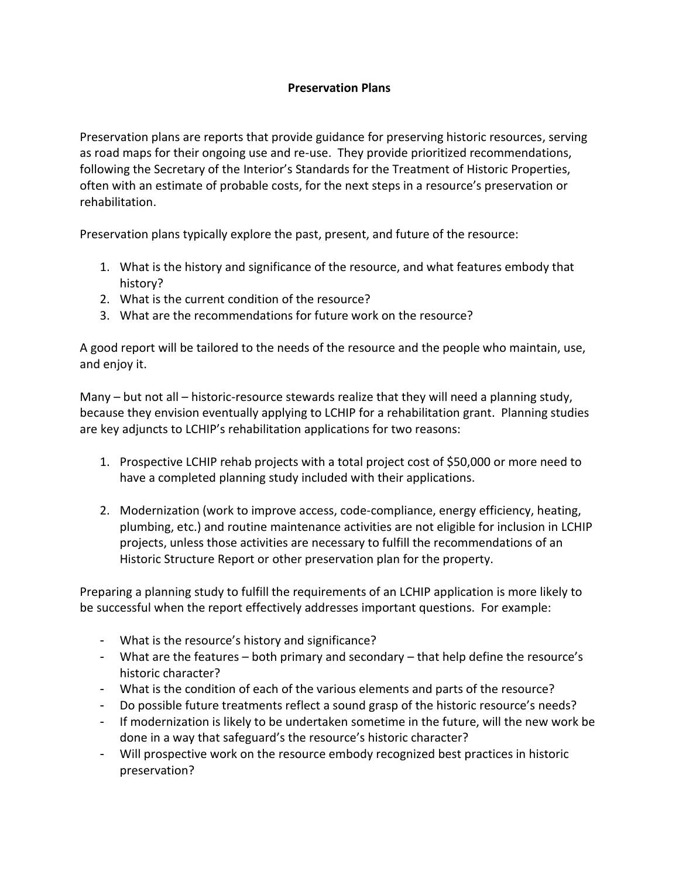# Preservation Plans

Preservation plans are reports that provide guidance for preserving historic resources, serving as road maps for their ongoing use and re-use. They provide prioritized recommendations, following the Secretary of the Interior's Standards for the Treatment of Historic Properties, often with an estimate of probable costs, for the next steps in a resource's preservation or rehabilitation.

Preservation plans typically explore the past, present, and future of the resource:

1. What is the history and significance of the resource, and what features embody that history?
2. What is the current condition of the resource?
3. What are the recommendations for future work on the resource?

A good report will be tailored to the needs of the resource and the people who maintain, use, and enjoy it.

Many – but not all – historic-resource stewards realize that they will need a planning study, because they envision eventually applying to LCHIP for a rehabilitation grant. Planning studies are key adjuncts to LCHIP's rehabilitation applications for two reasons:

1. Prospective LCHIP rehab projects with a total project cost of $50,000 or more need to have a completed planning study included with their applications.

2. Modernization (work to improve access, code-compliance, energy efficiency, heating, plumbing, etc.) and routine maintenance activities are not eligible for inclusion in LCHIP projects, unless those activities are necessary to fulfill the recommendations of an Historic Structure Report or other preservation plan for the property.

Preparing a planning study to fulfill the requirements of an LCHIP application is more likely to be successful when the report effectively addresses important questions. For example:

- What is the resource's history and significance?
- What are the features – both primary and secondary – that help define the resource's historic character?
- What is the condition of each of the various elements and parts of the resource?
- Do possible future treatments reflect a sound grasp of the historic resource's needs?
- If modernization is likely to be undertaken sometime in the future, will the new work be done in a way that safeguard's the resource's historic character?
- Will prospective work on the resource embody recognized best practices in historic preservation?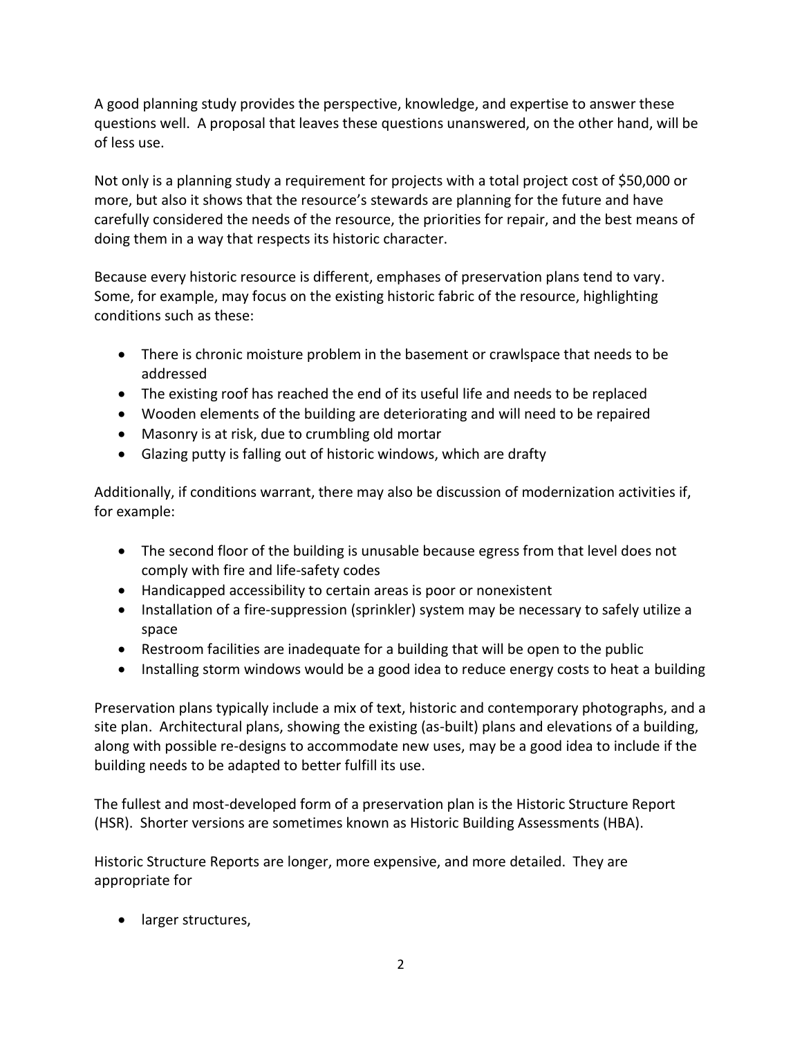A good planning study provides the perspective, knowledge, and expertise to answer these questions well. A proposal that leaves these questions unanswered, on the other hand, will be of less use.

Not only is a planning study a requirement for projects with a total project cost of $50,000 or more, but also it shows that the resource's stewards are planning for the future and have carefully considered the needs of the resource, the priorities for repair, and the best means of doing them in a way that respects its historic character.

Because every historic resource is different, emphases of preservation plans tend to vary. Some, for example, may focus on the existing historic fabric of the resource, highlighting conditions such as these:

- There is chronic moisture problem in the basement or crawlspace that needs to be addressed
- The existing roof has reached the end of its useful life and needs to be replaced
- Wooden elements of the building are deteriorating and will need to be repaired
- Masonry is at risk, due to crumbling old mortar
- Glazing putty is falling out of historic windows, which are drafty

Additionally, if conditions warrant, there may also be discussion of modernization activities if, for example:

- The second floor of the building is unusable because egress from that level does not comply with fire and life-safety codes
- Handicapped accessibility to certain areas is poor or nonexistent
- Installation of a fire-suppression (sprinkler) system may be necessary to safely utilize a space
- Restroom facilities are inadequate for a building that will be open to the public
- Installing storm windows would be a good idea to reduce energy costs to heat a building

Preservation plans typically include a mix of text, historic and contemporary photographs, and a site plan. Architectural plans, showing the existing (as-built) plans and elevations of a building, along with possible re-designs to accommodate new uses, may be a good idea to include if the building needs to be adapted to better fulfill its use.

The fullest and most-developed form of a preservation plan is the Historic Structure Report (HSR). Shorter versions are sometimes known as Historic Building Assessments (HBA).

Historic Structure Reports are longer, more expensive, and more detailed. They are appropriate for

- larger structures,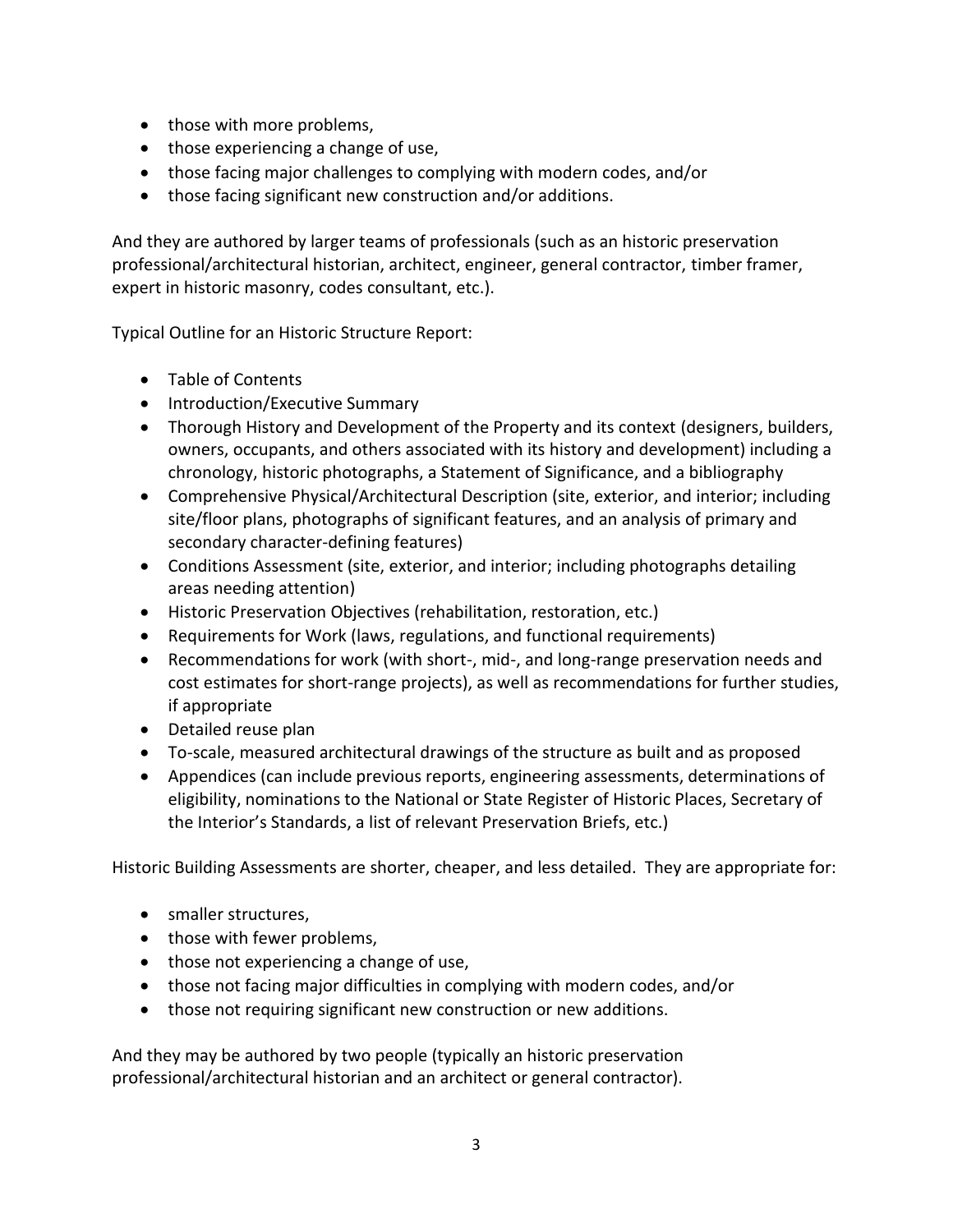- those with more problems,
- those experiencing a change of use,
- those facing major challenges to complying with modern codes, and/or
- those facing significant new construction and/or additions.

And they are authored by larger teams of professionals (such as an historic preservation professional/architectural historian, architect, engineer, general contractor, timber framer, expert in historic masonry, codes consultant, etc.).

Typical Outline for an Historic Structure Report:

- Table of Contents
- Introduction/Executive Summary
- Thorough History and Development of the Property and its context (designers, builders, owners, occupants, and others associated with its history and development) including a chronology, historic photographs, a Statement of Significance, and a bibliography
- Comprehensive Physical/Architectural Description (site, exterior, and interior; including site/floor plans, photographs of significant features, and an analysis of primary and secondary character-defining features)
- Conditions Assessment (site, exterior, and interior; including photographs detailing areas needing attention)
- Historic Preservation Objectives (rehabilitation, restoration, etc.)
- Requirements for Work (laws, regulations, and functional requirements)
- Recommendations for work (with short-, mid-, and long-range preservation needs and cost estimates for short-range projects), as well as recommendations for further studies, if appropriate
- Detailed reuse plan
- To-scale, measured architectural drawings of the structure as built and as proposed
- Appendices (can include previous reports, engineering assessments, determinations of eligibility, nominations to the National or State Register of Historic Places, Secretary of the Interior's Standards, a list of relevant Preservation Briefs, etc.)

Historic Building Assessments are shorter, cheaper, and less detailed. They are appropriate for:

- smaller structures,
- those with fewer problems,
- those not experiencing a change of use,
- those not facing major difficulties in complying with modern codes, and/or
- those not requiring significant new construction or new additions.

And they may be authored by two people (typically an historic preservation professional/architectural historian and an architect or general contractor).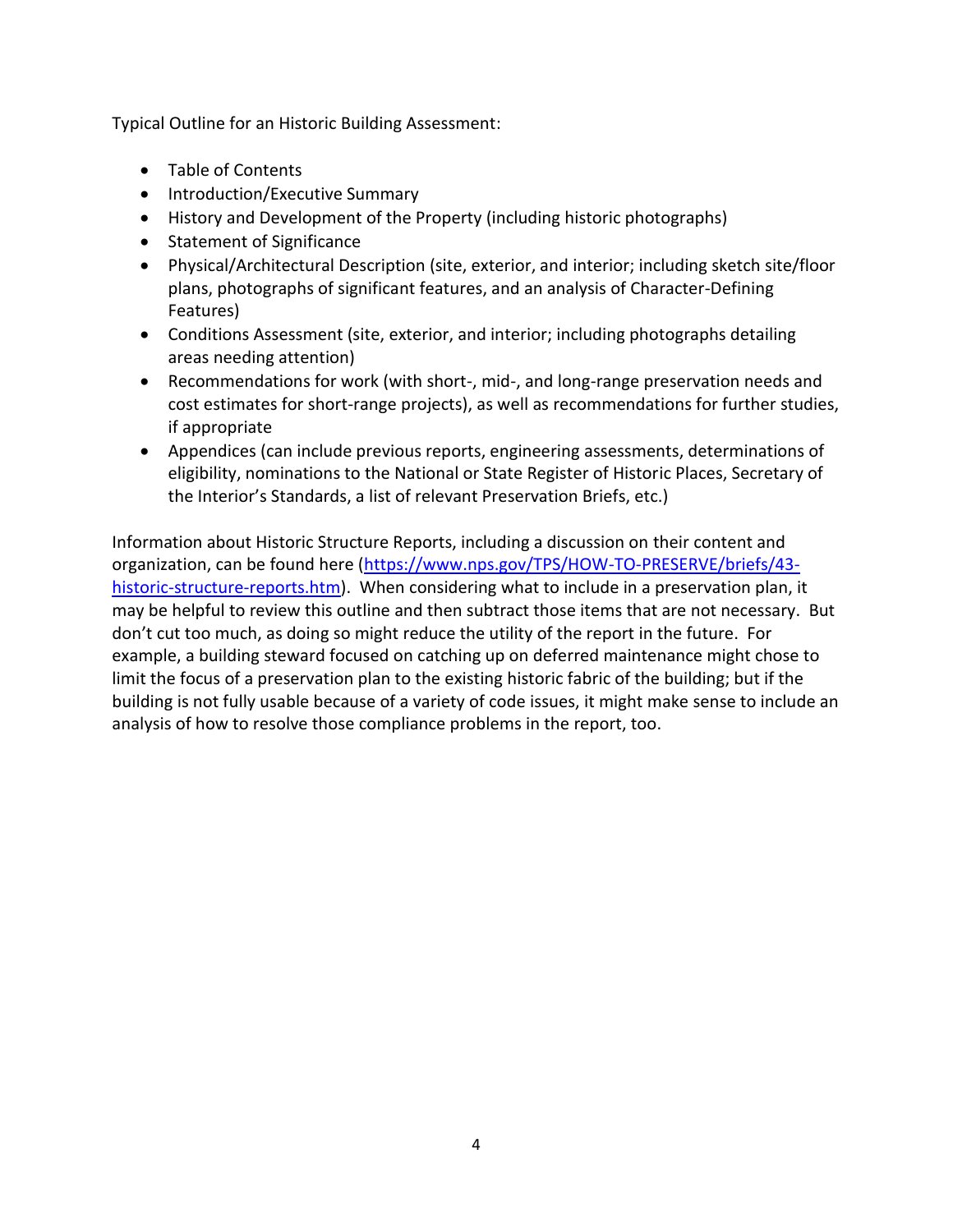Typical Outline for an Historic Building Assessment:

- Table of Contents
- Introduction/Executive Summary
- History and Development of the Property (including historic photographs)
- Statement of Significance
- Physical/Architectural Description (site, exterior, and interior; including sketch site/floor plans, photographs of significant features, and an analysis of Character-Defining Features)
- Conditions Assessment (site, exterior, and interior; including photographs detailing areas needing attention)
- Recommendations for work (with short-, mid-, and long-range preservation needs and cost estimates for short-range projects), as well as recommendations for further studies, if appropriate
- Appendices (can include previous reports, engineering assessments, determinations of eligibility, nominations to the National or State Register of Historic Places, Secretary of the Interior's Standards, a list of relevant Preservation Briefs, etc.)

Information about Historic Structure Reports, including a discussion on their content and organization, can be found here ([https://www.nps.gov/TPS/HOW-TO-PRESERVE/briefs/43-historic-structure-reports.htm](https://www.nps.gov/TPS/HOW-TO-PRESERVE/briefs/43-historic-structure-reports.htm)). When considering what to include in a preservation plan, it may be helpful to review this outline and then subtract those items that are not necessary. But don't cut too much, as doing so might reduce the utility of the report in the future. For example, a building steward focused on catching up on deferred maintenance might chose to limit the focus of a preservation plan to the existing historic fabric of the building; but if the building is not fully usable because of a variety of code issues, it might make sense to include an analysis of how to resolve those compliance problems in the report, too.